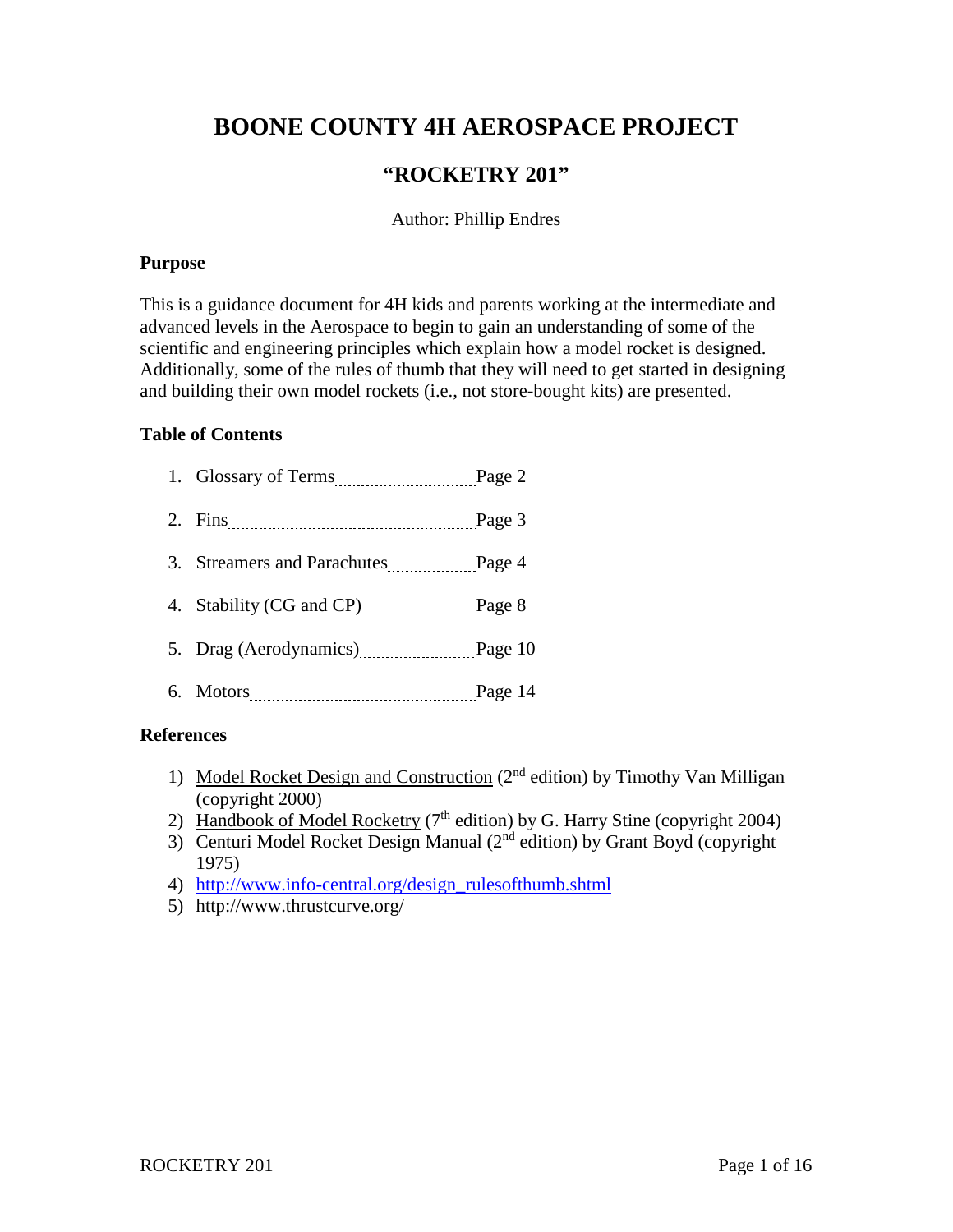# BOONE COUNTY 4H AEROSPACE PROJECT

## "ROCKETRY 201"

Author: Phillip Endres

### Purpose

This is a guidance document for 4H kids and parents working at the intermediate and advanced levels in the Aerospace to begin to gain an understanding of some of the scientific and engineering principles which explain how a model rocket is designed. Additionally, some of the rules of thumb that they will need to get started in designing and building their own model rockets (i.e., not store-bought kits) are presented.

### Table of Contents

1. Glossary of Terms ............ Page 2
2. Fins ............ Page 3
3. Streamers and Parachutes ............ Page 4
4. Stability (CG and CP) ............ Page 8
5. Drag (Aerodynamics) ............ Page 10
6. Motors ............ Page 14

### References

1) Model Rocket Design and Construction (2nd edition) by Timothy Van Milligan (copyright 2000)
2) Handbook of Model Rocketry (7th edition) by G. Harry Stine (copyright 2004)
3) Centuri Model Rocket Design Manual (2nd edition) by Grant Boyd (copyright 1975)
4) http://www.info-central.org/design_rulesofthumb.shtml
5) http://www.thrustcurve.org/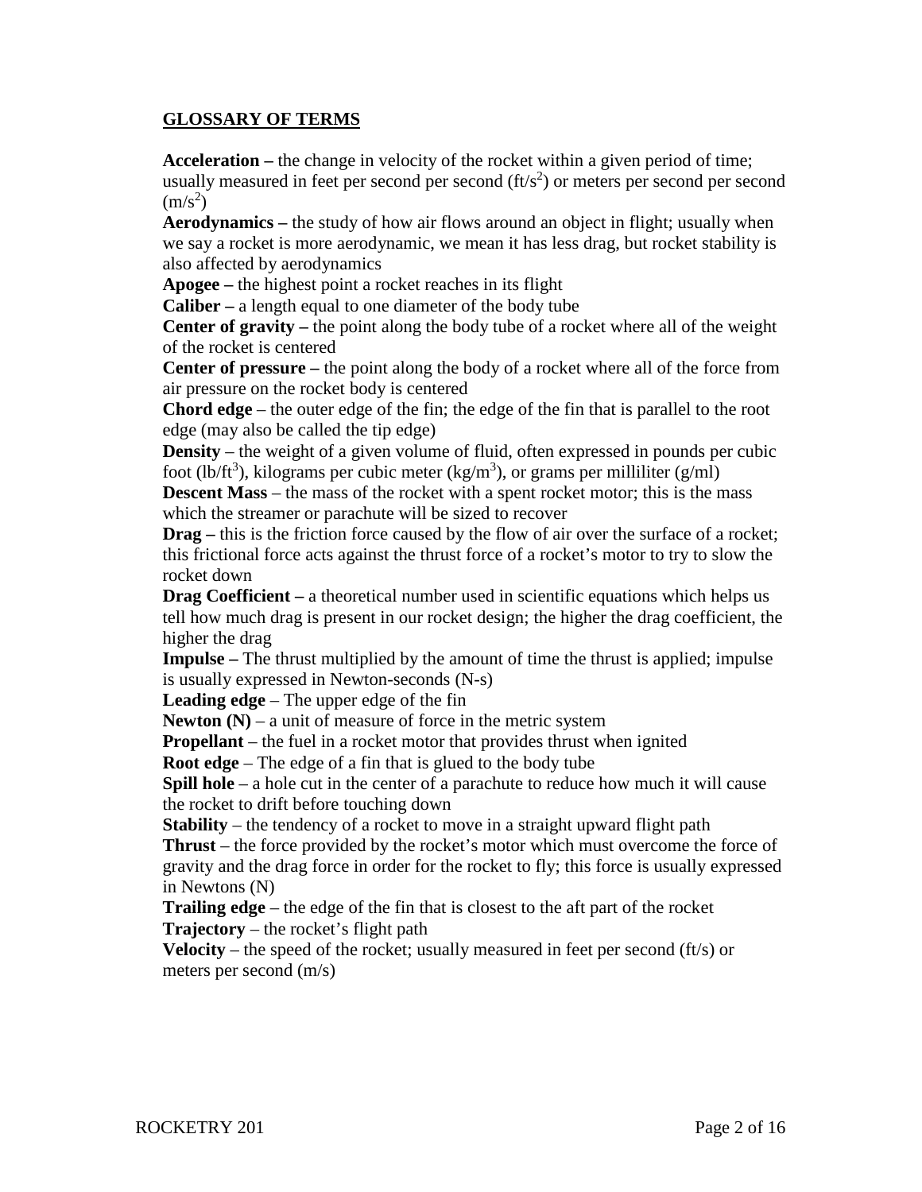## GLOSSARY OF TERMS

**Acceleration –** the change in velocity of the rocket within a given period of time; usually measured in feet per second per second ($ft/s^2$) or meters per second per second ($m/s^2$)

**Aerodynamics –** the study of how air flows around an object in flight; usually when we say a rocket is more aerodynamic, we mean it has less drag, but rocket stability is also affected by aerodynamics

**Apogee –** the highest point a rocket reaches in its flight

**Caliber –** a length equal to one diameter of the body tube

**Center of gravity –** the point along the body tube of a rocket where all of the weight of the rocket is centered

**Center of pressure –** the point along the body of a rocket where all of the force from air pressure on the rocket body is centered

**Chord edge** – the outer edge of the fin; the edge of the fin that is parallel to the root edge (may also be called the tip edge)

**Density** – the weight of a given volume of fluid, often expressed in pounds per cubic foot ($lb/ft^3$), kilograms per cubic meter ($kg/m^3$), or grams per milliliter (g/ml)

**Descent Mass** – the mass of the rocket with a spent rocket motor; this is the mass which the streamer or parachute will be sized to recover

**Drag –** this is the friction force caused by the flow of air over the surface of a rocket; this frictional force acts against the thrust force of a rocket's motor to try to slow the rocket down

**Drag Coefficient –** a theoretical number used in scientific equations which helps us tell how much drag is present in our rocket design; the higher the drag coefficient, the higher the drag

**Impulse –** The thrust multiplied by the amount of time the thrust is applied; impulse is usually expressed in Newton-seconds (N-s)

**Leading edge** – The upper edge of the fin

**Newton (N)** – a unit of measure of force in the metric system

**Propellant** – the fuel in a rocket motor that provides thrust when ignited

**Root edge** – The edge of a fin that is glued to the body tube

**Spill hole** – a hole cut in the center of a parachute to reduce how much it will cause the rocket to drift before touching down

**Stability** – the tendency of a rocket to move in a straight upward flight path

**Thrust** – the force provided by the rocket's motor which must overcome the force of gravity and the drag force in order for the rocket to fly; this force is usually expressed in Newtons (N)

**Trailing edge** – the edge of the fin that is closest to the aft part of the rocket

**Trajectory** – the rocket's flight path

**Velocity** – the speed of the rocket; usually measured in feet per second (ft/s) or meters per second (m/s)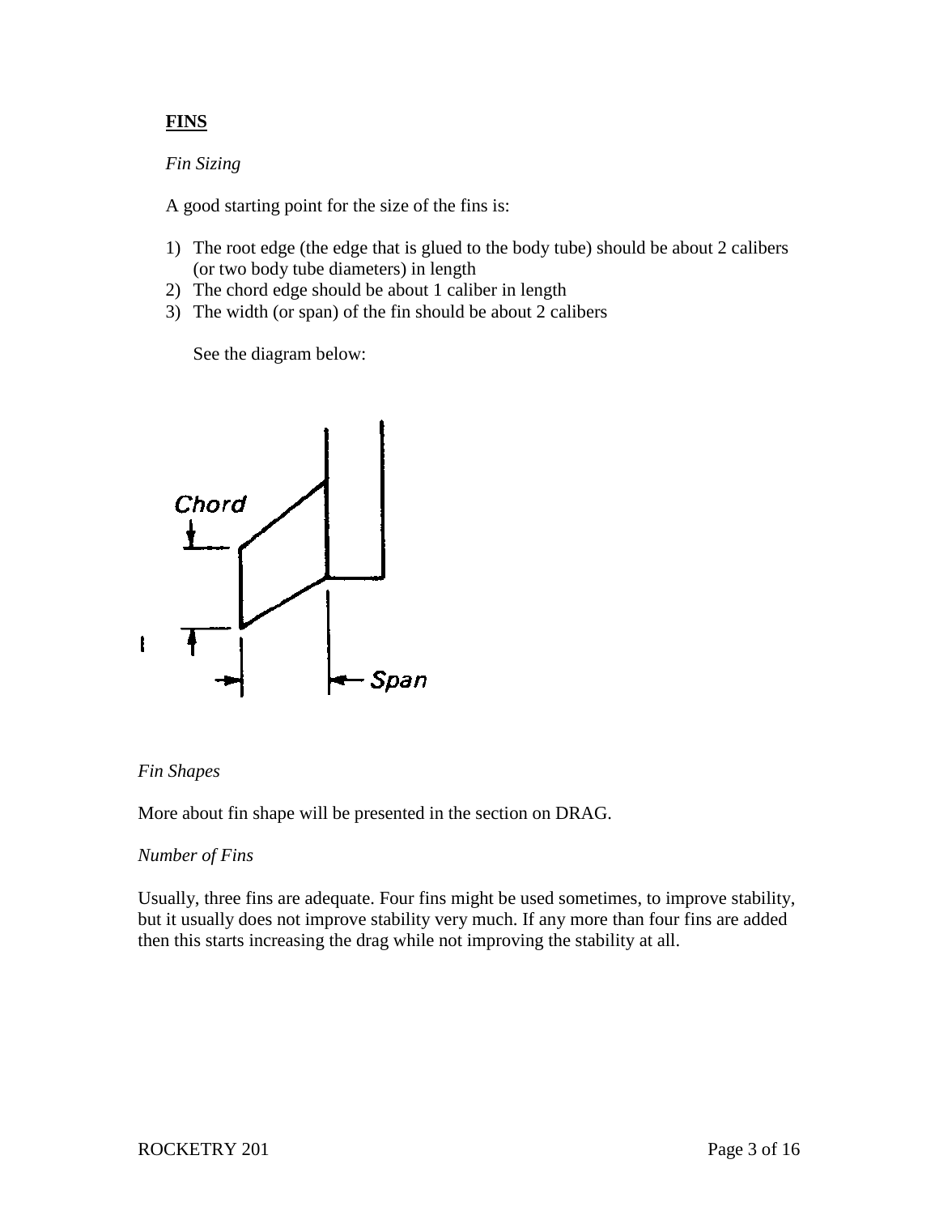**FINS**

*Fin Sizing*

A good starting point for the size of the fins is:

1) The root edge (the edge that is glued to the body tube) should be about 2 calibers (or two body tube diameters) in length
2) The chord edge should be about 1 caliber in length
3) The width (or span) of the fin should be about 2 calibers

See the diagram below:

*Fin Shapes*

More about fin shape will be presented in the section on DRAG.

*Number of Fins*

Usually, three fins are adequate. Four fins might be used sometimes, to improve stability, but it usually does not improve stability very much. If any more than four fins are added then this starts increasing the drag while not improving the stability at all.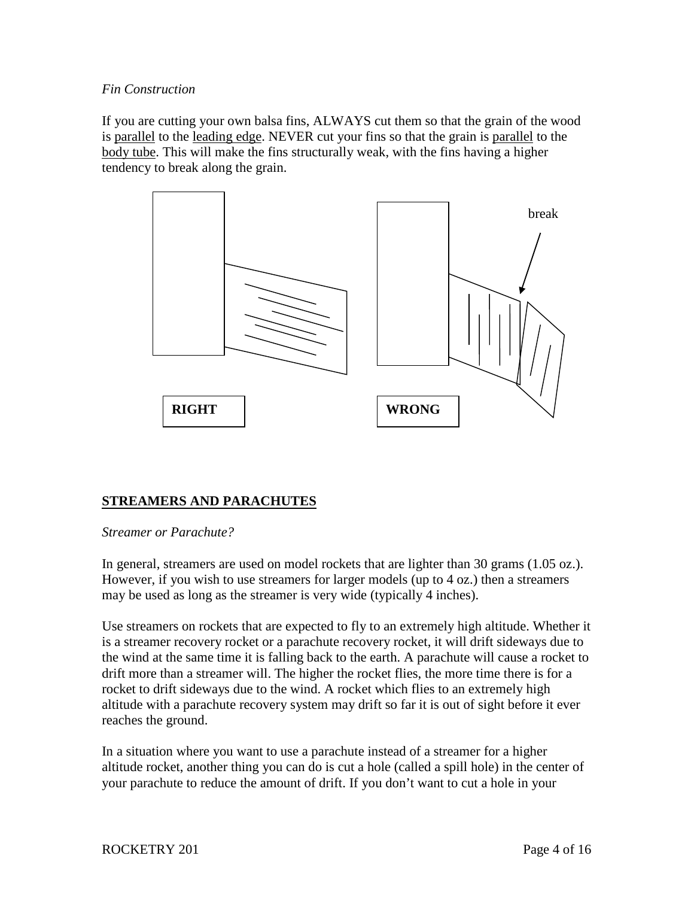*Fin Construction*

If you are cutting your own balsa fins, ALWAYS cut them so that the grain of the wood is parallel to the leading edge. NEVER cut your fins so that the grain is parallel to the body tube. This will make the fins structurally weak, with the fins having a higher tendency to break along the grain.

break

**RIGHT**

**WRONG**

## STREAMERS AND PARACHUTES

*Streamer or Parachute?*

In general, streamers are used on model rockets that are lighter than 30 grams (1.05 oz.). However, if you wish to use streamers for larger models (up to 4 oz.) then a streamers may be used as long as the streamer is very wide (typically 4 inches).

Use streamers on rockets that are expected to fly to an extremely high altitude. Whether it is a streamer recovery rocket or a parachute recovery rocket, it will drift sideways due to the wind at the same time it is falling back to the earth. A parachute will cause a rocket to drift more than a streamer will. The higher the rocket flies, the more time there is for a rocket to drift sideways due to the wind. A rocket which flies to an extremely high altitude with a parachute recovery system may drift so far it is out of sight before it ever reaches the ground.

In a situation where you want to use a parachute instead of a streamer for a higher altitude rocket, another thing you can do is cut a hole (called a spill hole) in the center of your parachute to reduce the amount of drift. If you don't want to cut a hole in your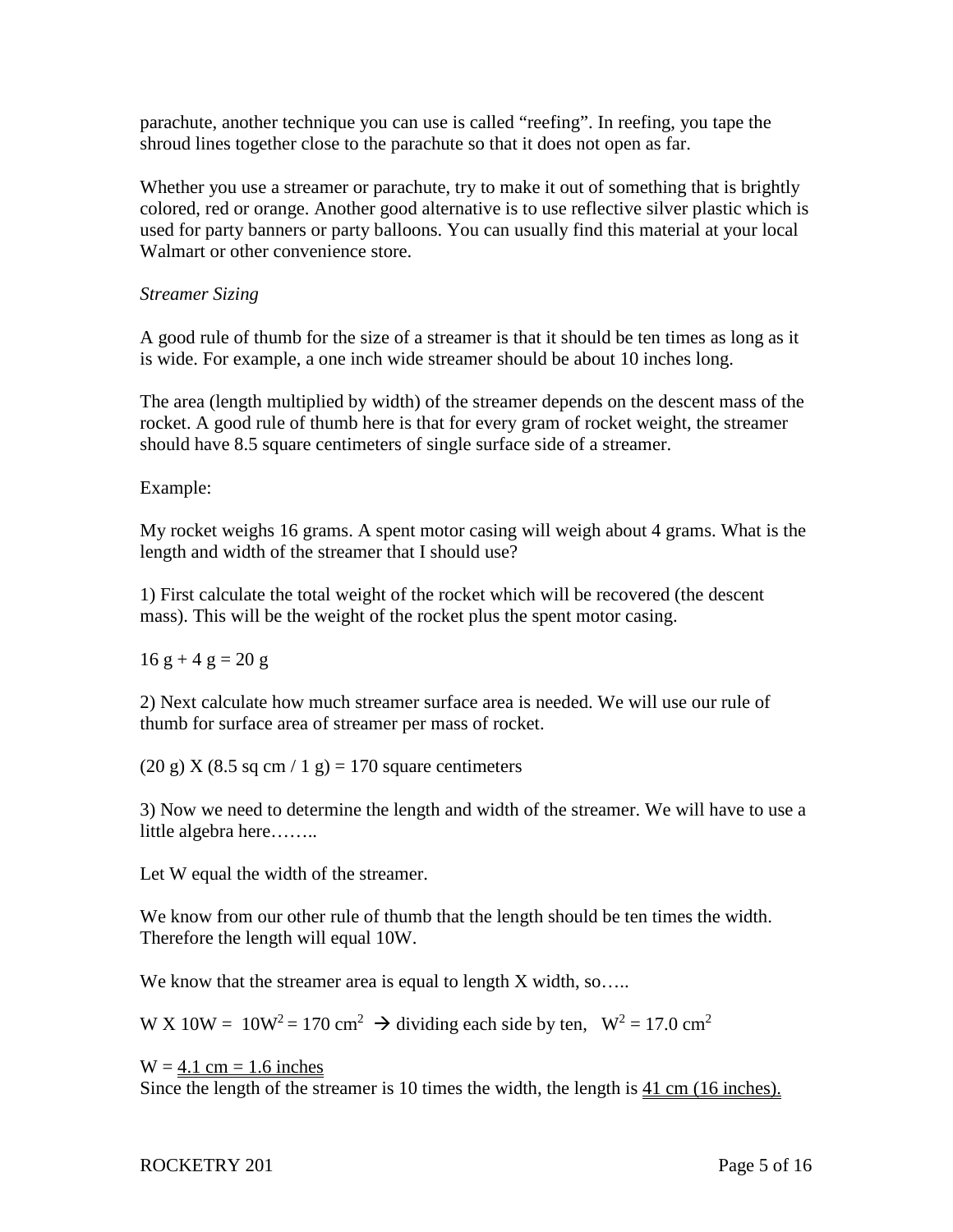parachute, another technique you can use is called "reefing". In reefing, you tape the shroud lines together close to the parachute so that it does not open as far.

Whether you use a streamer or parachute, try to make it out of something that is brightly colored, red or orange. Another good alternative is to use reflective silver plastic which is used for party banners or party balloons. You can usually find this material at your local Walmart or other convenience store.

*Streamer Sizing*

A good rule of thumb for the size of a streamer is that it should be ten times as long as it is wide. For example, a one inch wide streamer should be about 10 inches long.

The area (length multiplied by width) of the streamer depends on the descent mass of the rocket. A good rule of thumb here is that for every gram of rocket weight, the streamer should have 8.5 square centimeters of single surface side of a streamer.

Example:

My rocket weighs 16 grams. A spent motor casing will weigh about 4 grams. What is the length and width of the streamer that I should use?

1) First calculate the total weight of the rocket which will be recovered (the descent mass). This will be the weight of the rocket plus the spent motor casing.

16 g + 4 g = 20 g

2) Next calculate how much streamer surface area is needed. We will use our rule of thumb for surface area of streamer per mass of rocket.

(20 g) X (8.5 sq cm / 1 g) = 170 square centimeters

3) Now we need to determine the length and width of the streamer. We will have to use a little algebra here……..

Let W equal the width of the streamer.

We know from our other rule of thumb that the length should be ten times the width. Therefore the length will equal 10W.

We know that the streamer area is equal to length X width, so…..

$W \times 10W = 10W^2 = 170 \text{ cm}^2 \rightarrow$ dividing each side by ten, $W^2 = 17.0 \text{ cm}^2$

W = 4.1 cm = 1.6 inches

Since the length of the streamer is 10 times the width, the length is 41 cm (16 inches).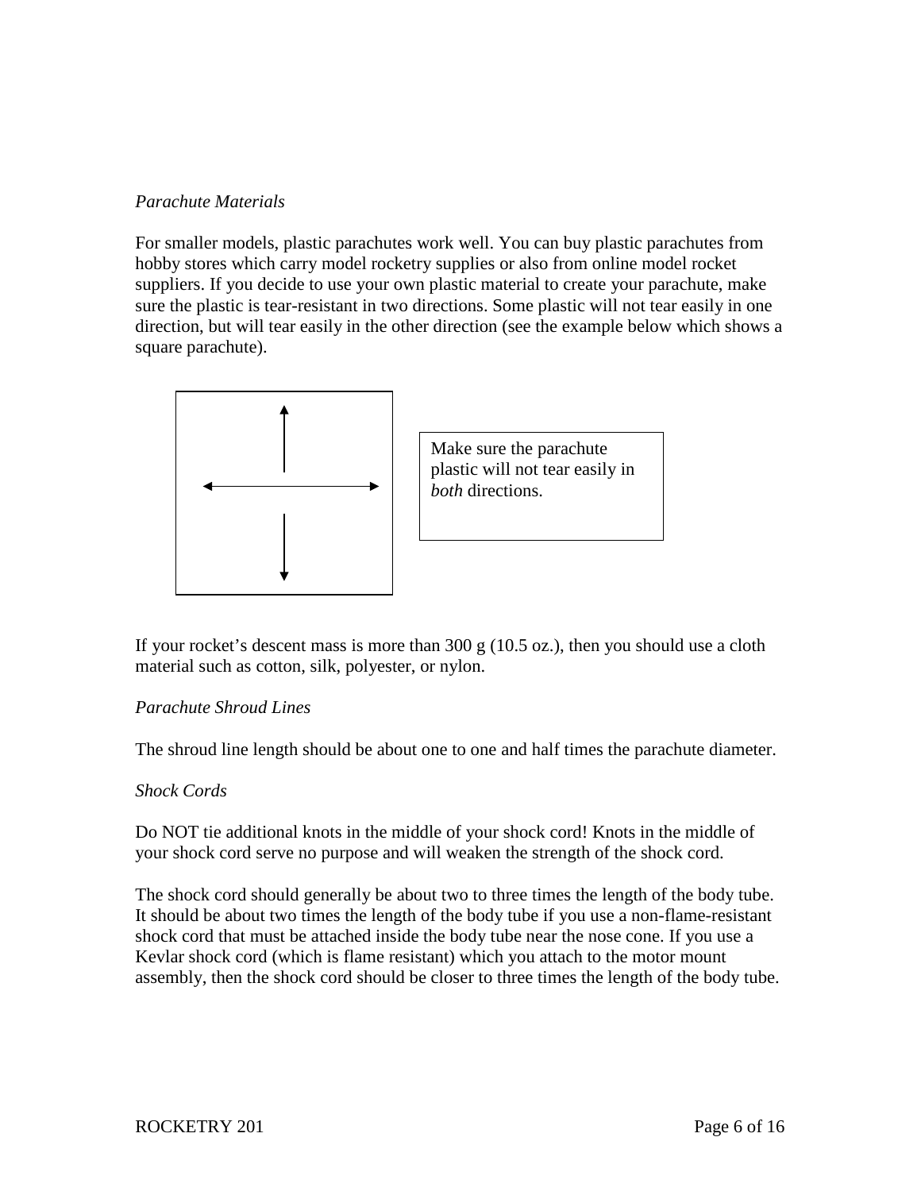*Parachute Materials*

For smaller models, plastic parachutes work well. You can buy plastic parachutes from hobby stores which carry model rocketry supplies or also from online model rocket suppliers. If you decide to use your own plastic material to create your parachute, make sure the plastic is tear-resistant in two directions. Some plastic will not tear easily in one direction, but will tear easily in the other direction (see the example below which shows a square parachute).

Make sure the parachute plastic will not tear easily in *both* directions.

If your rocket's descent mass is more than 300 g (10.5 oz.), then you should use a cloth material such as cotton, silk, polyester, or nylon.

*Parachute Shroud Lines*

The shroud line length should be about one to one and half times the parachute diameter.

*Shock Cords*

Do NOT tie additional knots in the middle of your shock cord! Knots in the middle of your shock cord serve no purpose and will weaken the strength of the shock cord.

The shock cord should generally be about two to three times the length of the body tube. It should be about two times the length of the body tube if you use a non-flame-resistant shock cord that must be attached inside the body tube near the nose cone. If you use a Kevlar shock cord (which is flame resistant) which you attach to the motor mount assembly, then the shock cord should be closer to three times the length of the body tube.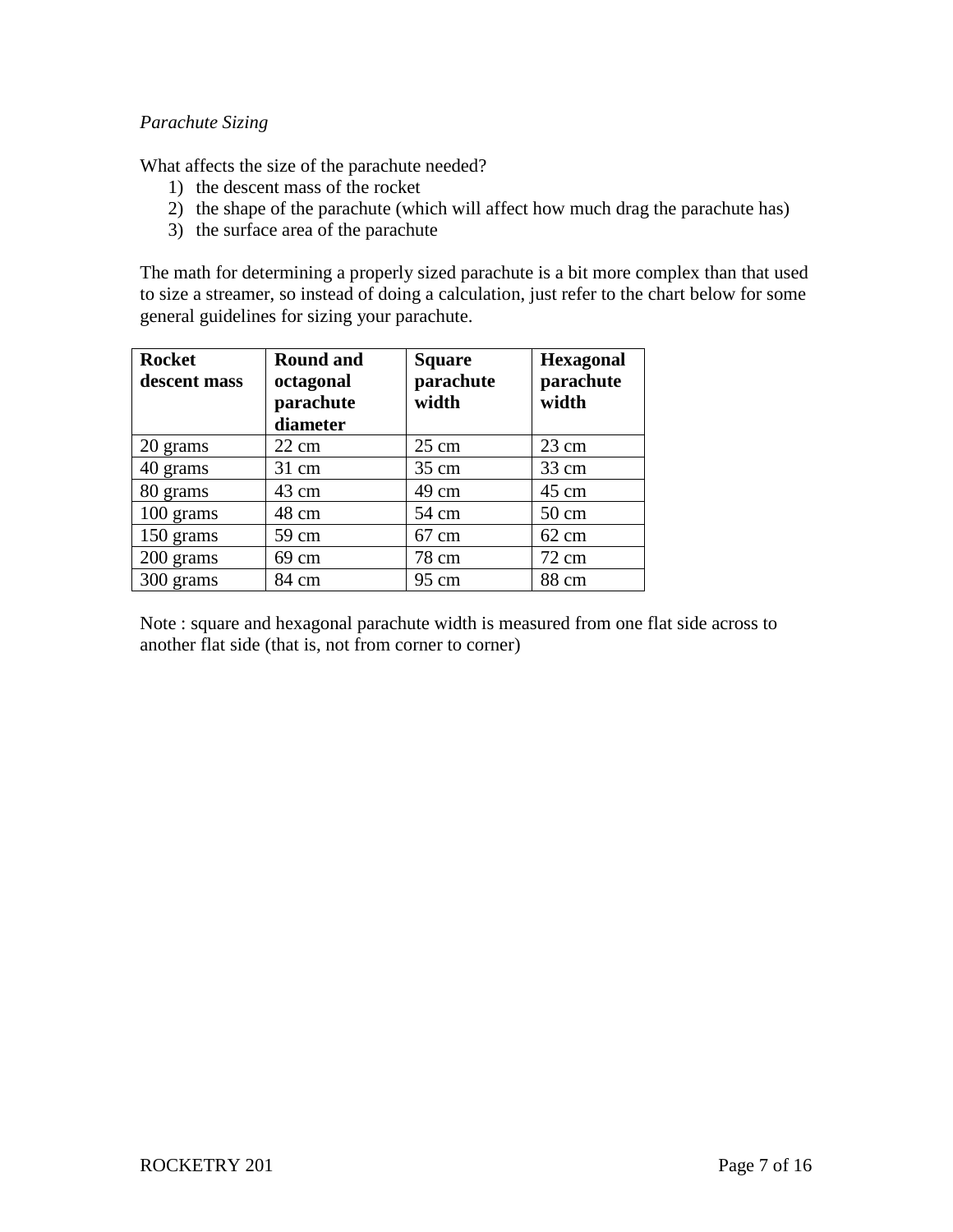*Parachute Sizing*

What affects the size of the parachute needed?

1) the descent mass of the rocket
2) the shape of the parachute (which will affect how much drag the parachute has)
3) the surface area of the parachute

The math for determining a properly sized parachute is a bit more complex than that used to size a streamer, so instead of doing a calculation, just refer to the chart below for some general guidelines for sizing your parachute.

| **Rocket descent mass** | **Round and octagonal parachute diameter** | **Square parachute width** | **Hexagonal parachute width** |
|---|---|---|---|
| 20 grams | 22 cm | 25 cm | 23 cm |
| 40 grams | 31 cm | 35 cm | 33 cm |
| 80 grams | 43 cm | 49 cm | 45 cm |
| 100 grams | 48 cm | 54 cm | 50 cm |
| 150 grams | 59 cm | 67 cm | 62 cm |
| 200 grams | 69 cm | 78 cm | 72 cm |
| 300 grams | 84 cm | 95 cm | 88 cm |

Note : square and hexagonal parachute width is measured from one flat side across to another flat side (that is, not from corner to corner)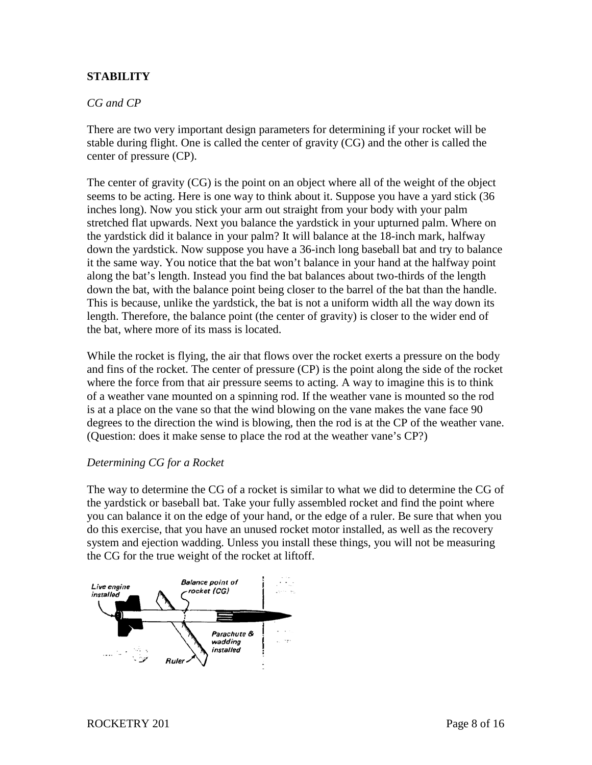## STABILITY

### *CG and CP*

There are two very important design parameters for determining if your rocket will be stable during flight. One is called the center of gravity (CG) and the other is called the center of pressure (CP).

The center of gravity (CG) is the point on an object where all of the weight of the object seems to be acting. Here is one way to think about it. Suppose you have a yard stick (36 inches long). Now you stick your arm out straight from your body with your palm stretched flat upwards. Next you balance the yardstick in your upturned palm. Where on the yardstick did it balance in your palm? It will balance at the 18-inch mark, halfway down the yardstick. Now suppose you have a 36-inch long baseball bat and try to balance it the same way. You notice that the bat won't balance in your hand at the halfway point along the bat's length. Instead you find the bat balances about two-thirds of the length down the bat, with the balance point being closer to the barrel of the bat than the handle. This is because, unlike the yardstick, the bat is not a uniform width all the way down its length. Therefore, the balance point (the center of gravity) is closer to the wider end of the bat, where more of its mass is located.

While the rocket is flying, the air that flows over the rocket exerts a pressure on the body and fins of the rocket. The center of pressure (CP) is the point along the side of the rocket where the force from that air pressure seems to acting. A way to imagine this is to think of a weather vane mounted on a spinning rod. If the weather vane is mounted so the rod is at a place on the vane so that the wind blowing on the vane makes the vane face 90 degrees to the direction the wind is blowing, then the rod is at the CP of the weather vane. (Question: does it make sense to place the rod at the weather vane's CP?)

### *Determining CG for a Rocket*

The way to determine the CG of a rocket is similar to what we did to determine the CG of the yardstick or baseball bat. Take your fully assembled rocket and find the point where you can balance it on the edge of your hand, or the edge of a ruler. Be sure that when you do this exercise, that you have an unused rocket motor installed, as well as the recovery system and ejection wadding. Unless you install these things, you will not be measuring the CG for the true weight of the rocket at liftoff.

*Live engine installed* — *Balance point of rocket (CG)* — *Parachute & wadding installed* — *Ruler*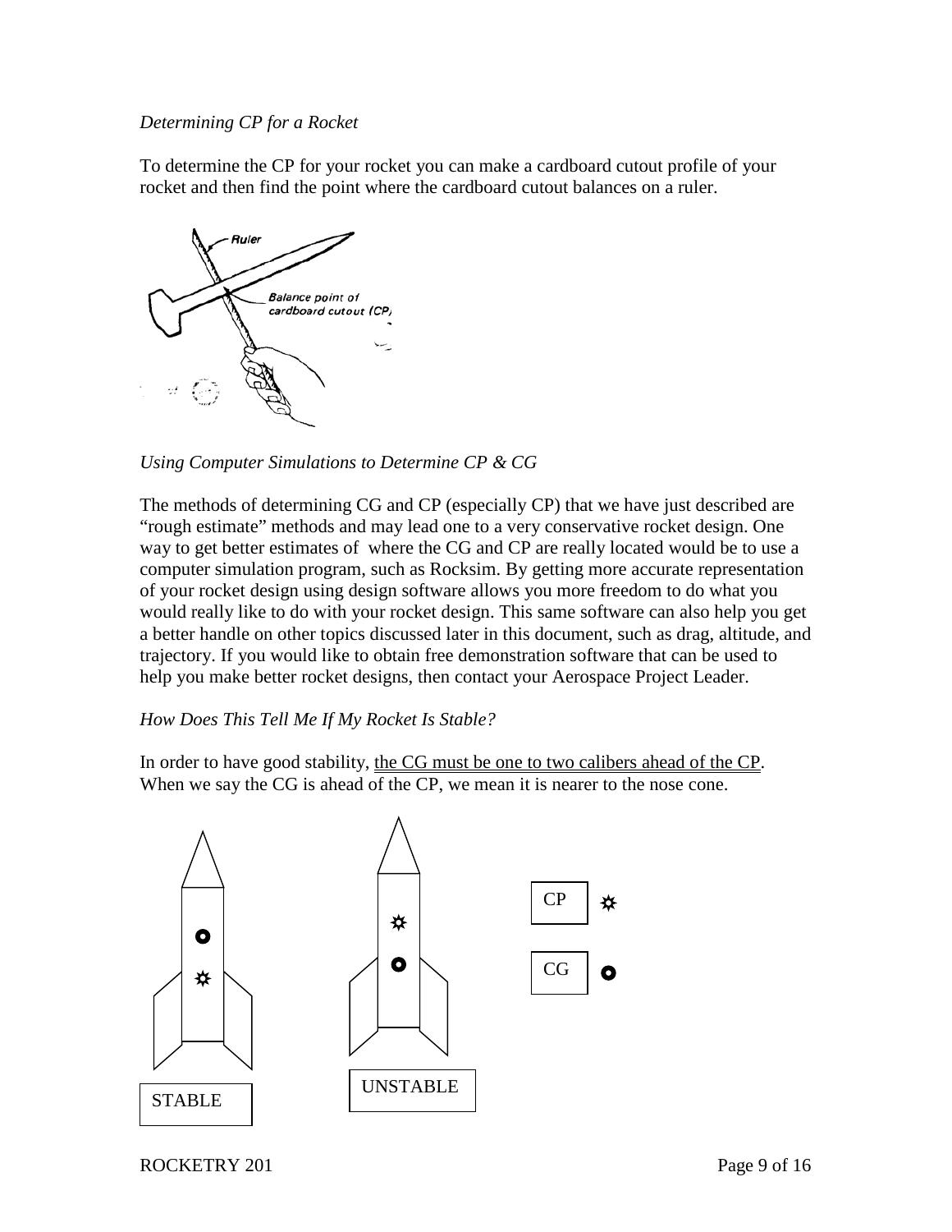*Determining CP for a Rocket*

To determine the CP for your rocket you can make a cardboard cutout profile of your rocket and then find the point where the cardboard cutout balances on a ruler.

*Using Computer Simulations to Determine CP & CG*

The methods of determining CG and CP (especially CP) that we have just described are "rough estimate" methods and may lead one to a very conservative rocket design. One way to get better estimates of where the CG and CP are really located would be to use a computer simulation program, such as Rocksim. By getting more accurate representation of your rocket design using design software allows you more freedom to do what you would really like to do with your rocket design. This same software can also help you get a better handle on other topics discussed later in this document, such as drag, altitude, and trajectory. If you would like to obtain free demonstration software that can be used to help you make better rocket designs, then contact your Aerospace Project Leader.

*How Does This Tell Me If My Rocket Is Stable?*

In order to have good stability, <u>the CG must be one to two calibers ahead of the CP</u>. When we say the CG is ahead of the CP, we mean it is nearer to the nose cone.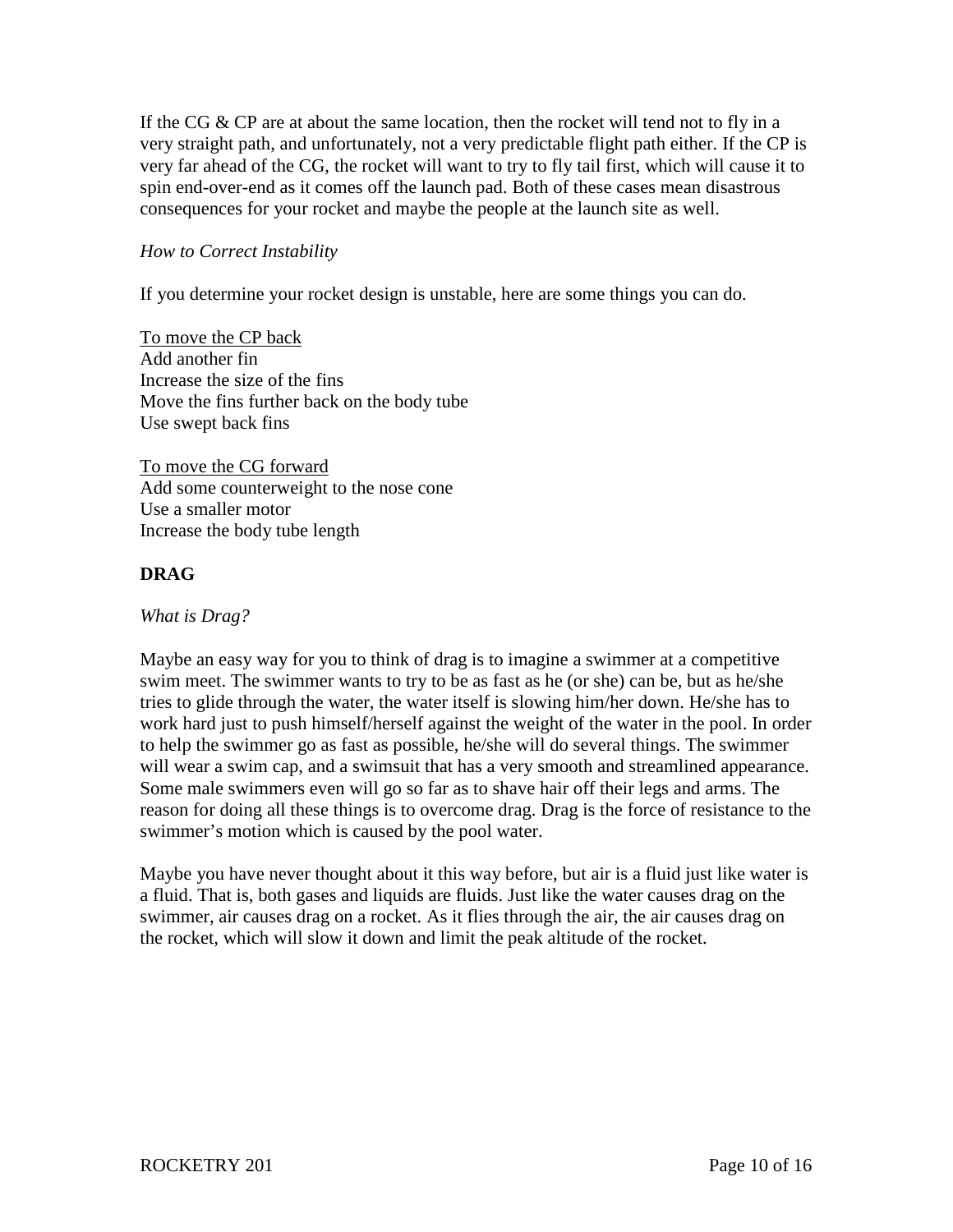If the CG & CP are at about the same location, then the rocket will tend not to fly in a very straight path, and unfortunately, not a very predictable flight path either. If the CP is very far ahead of the CG, the rocket will want to try to fly tail first, which will cause it to spin end-over-end as it comes off the launch pad. Both of these cases mean disastrous consequences for your rocket and maybe the people at the launch site as well.

*How to Correct Instability*

If you determine your rocket design is unstable, here are some things you can do.

<u>To move the CP back</u>
Add another fin
Increase the size of the fins
Move the fins further back on the body tube
Use swept back fins

<u>To move the CG forward</u>
Add some counterweight to the nose cone
Use a smaller motor
Increase the body tube length

## DRAG

*What is Drag?*

Maybe an easy way for you to think of drag is to imagine a swimmer at a competitive swim meet. The swimmer wants to try to be as fast as he (or she) can be, but as he/she tries to glide through the water, the water itself is slowing him/her down. He/she has to work hard just to push himself/herself against the weight of the water in the pool. In order to help the swimmer go as fast as possible, he/she will do several things. The swimmer will wear a swim cap, and a swimsuit that has a very smooth and streamlined appearance. Some male swimmers even will go so far as to shave hair off their legs and arms. The reason for doing all these things is to overcome drag. Drag is the force of resistance to the swimmer's motion which is caused by the pool water.

Maybe you have never thought about it this way before, but air is a fluid just like water is a fluid. That is, both gases and liquids are fluids. Just like the water causes drag on the swimmer, air causes drag on a rocket. As it flies through the air, the air causes drag on the rocket, which will slow it down and limit the peak altitude of the rocket.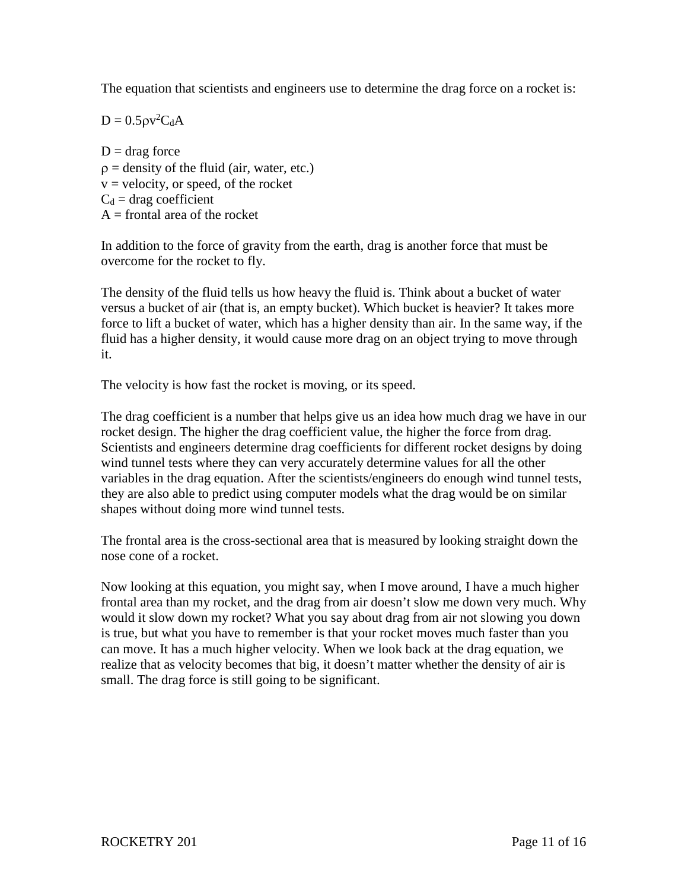The equation that scientists and engineers use to determine the drag force on a rocket is:

$$D = 0.5\rho v^2 C_d A$$

$D$ = drag force
$\rho$ = density of the fluid (air, water, etc.)
$v$ = velocity, or speed, of the rocket
$C_d$ = drag coefficient
$A$ = frontal area of the rocket

In addition to the force of gravity from the earth, drag is another force that must be overcome for the rocket to fly.

The density of the fluid tells us how heavy the fluid is. Think about a bucket of water versus a bucket of air (that is, an empty bucket). Which bucket is heavier? It takes more force to lift a bucket of water, which has a higher density than air. In the same way, if the fluid has a higher density, it would cause more drag on an object trying to move through it.

The velocity is how fast the rocket is moving, or its speed.

The drag coefficient is a number that helps give us an idea how much drag we have in our rocket design. The higher the drag coefficient value, the higher the force from drag. Scientists and engineers determine drag coefficients for different rocket designs by doing wind tunnel tests where they can very accurately determine values for all the other variables in the drag equation. After the scientists/engineers do enough wind tunnel tests, they are also able to predict using computer models what the drag would be on similar shapes without doing more wind tunnel tests.

The frontal area is the cross-sectional area that is measured by looking straight down the nose cone of a rocket.

Now looking at this equation, you might say, when I move around, I have a much higher frontal area than my rocket, and the drag from air doesn't slow me down very much. Why would it slow down my rocket? What you say about drag from air not slowing you down is true, but what you have to remember is that your rocket moves much faster than you can move. It has a much higher velocity. When we look back at the drag equation, we realize that as velocity becomes that big, it doesn't matter whether the density of air is small. The drag force is still going to be significant.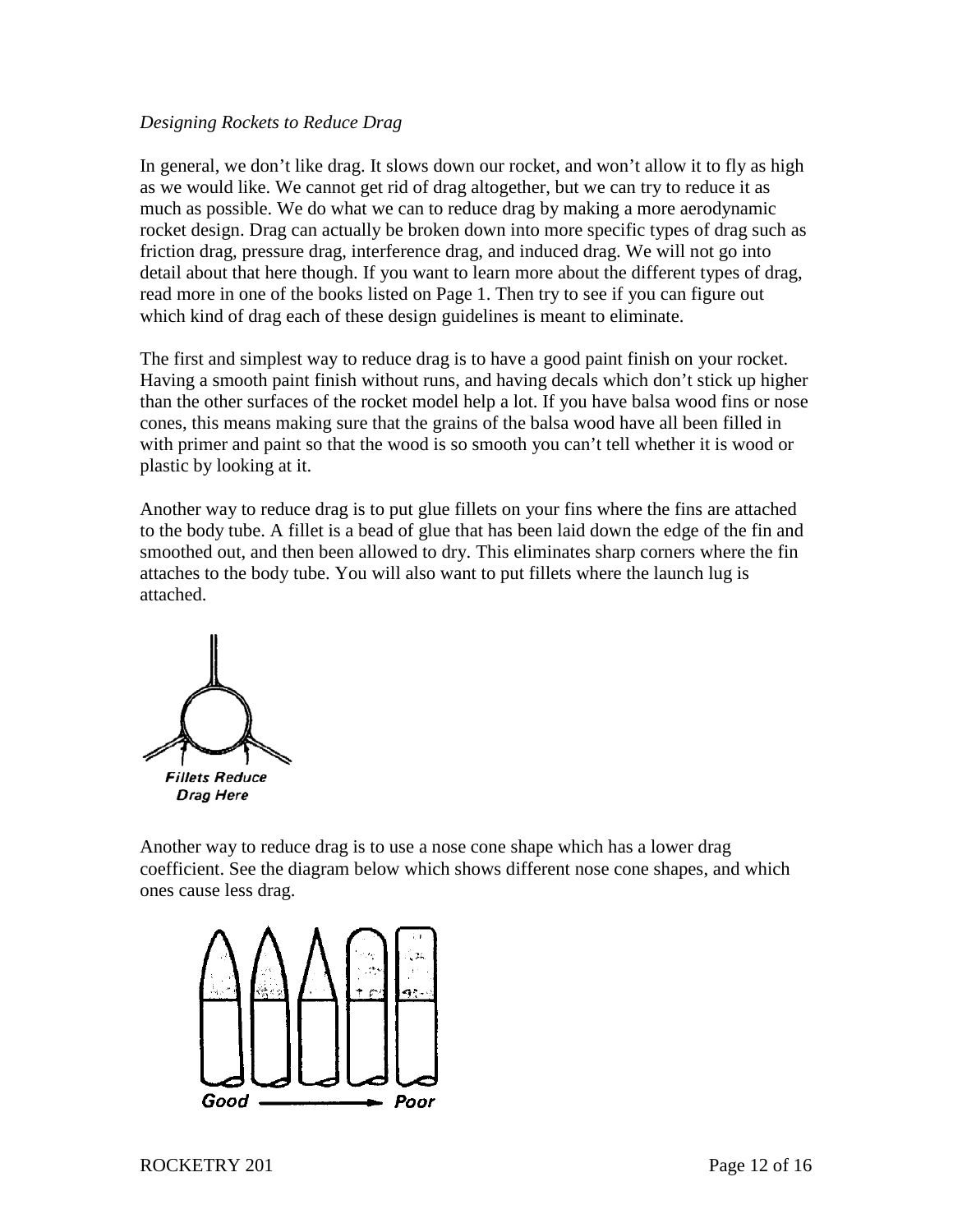*Designing Rockets to Reduce Drag*

In general, we don't like drag. It slows down our rocket, and won't allow it to fly as high as we would like. We cannot get rid of drag altogether, but we can try to reduce it as much as possible. We do what we can to reduce drag by making a more aerodynamic rocket design. Drag can actually be broken down into more specific types of drag such as friction drag, pressure drag, interference drag, and induced drag. We will not go into detail about that here though. If you want to learn more about the different types of drag, read more in one of the books listed on Page 1. Then try to see if you can figure out which kind of drag each of these design guidelines is meant to eliminate.

The first and simplest way to reduce drag is to have a good paint finish on your rocket. Having a smooth paint finish without runs, and having decals which don't stick up higher than the other surfaces of the rocket model help a lot. If you have balsa wood fins or nose cones, this means making sure that the grains of the balsa wood have all been filled in with primer and paint so that the wood is so smooth you can't tell whether it is wood or plastic by looking at it.

Another way to reduce drag is to put glue fillets on your fins where the fins are attached to the body tube. A fillet is a bead of glue that has been laid down the edge of the fin and smoothed out, and then been allowed to dry. This eliminates sharp corners where the fin attaches to the body tube. You will also want to put fillets where the launch lug is attached.

*Fillets Reduce Drag Here*

Another way to reduce drag is to use a nose cone shape which has a lower drag coefficient. See the diagram below which shows different nose cone shapes, and which ones cause less drag.

*Good ——→ Poor*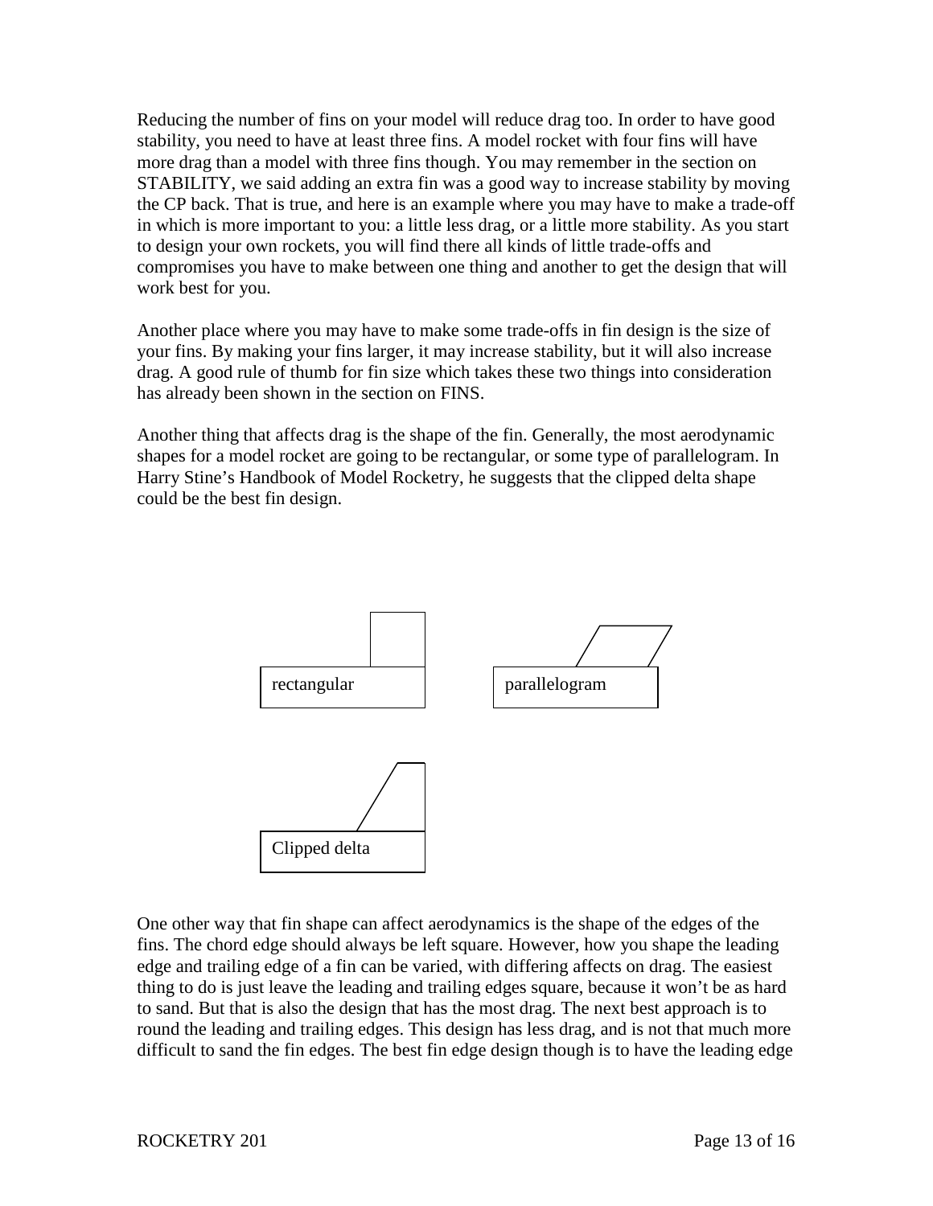Reducing the number of fins on your model will reduce drag too. In order to have good stability, you need to have at least three fins. A model rocket with four fins will have more drag than a model with three fins though. You may remember in the section on STABILITY, we said adding an extra fin was a good way to increase stability by moving the CP back. That is true, and here is an example where you may have to make a trade-off in which is more important to you: a little less drag, or a little more stability. As you start to design your own rockets, you will find there all kinds of little trade-offs and compromises you have to make between one thing and another to get the design that will work best for you.

Another place where you may have to make some trade-offs in fin design is the size of your fins. By making your fins larger, it may increase stability, but it will also increase drag. A good rule of thumb for fin size which takes these two things into consideration has already been shown in the section on FINS.

Another thing that affects drag is the shape of the fin. Generally, the most aerodynamic shapes for a model rocket are going to be rectangular, or some type of parallelogram. In Harry Stine's Handbook of Model Rocketry, he suggests that the clipped delta shape could be the best fin design.

rectangular

parallelogram

Clipped delta

One other way that fin shape can affect aerodynamics is the shape of the edges of the fins. The chord edge should always be left square. However, how you shape the leading edge and trailing edge of a fin can be varied, with differing affects on drag. The easiest thing to do is just leave the leading and trailing edges square, because it won't be as hard to sand. But that is also the design that has the most drag. The next best approach is to round the leading and trailing edges. This design has less drag, and is not that much more difficult to sand the fin edges. The best fin edge design though is to have the leading edge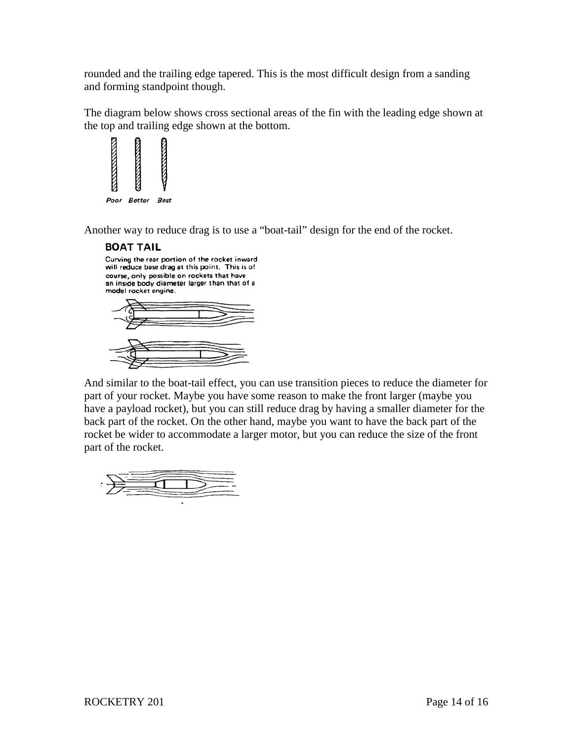rounded and the trailing edge tapered. This is the most difficult design from a sanding and forming standpoint though.

The diagram below shows cross sectional areas of the fin with the leading edge shown at the top and trailing edge shown at the bottom.

*Poor Better Best*

Another way to reduce drag is to use a "boat-tail" design for the end of the rocket.

**BOAT TAIL**

Curving the rear portion of the rocket inward will reduce base drag at this point. This is of course, only possible on rockets that have an inside body diameter larger than that of a model rocket engine.

And similar to the boat-tail effect, you can use transition pieces to reduce the diameter for part of your rocket. Maybe you have some reason to make the front larger (maybe you have a payload rocket), but you can still reduce drag by having a smaller diameter for the back part of the rocket. On the other hand, maybe you want to have the back part of the rocket be wider to accommodate a larger motor, but you can reduce the size of the front part of the rocket.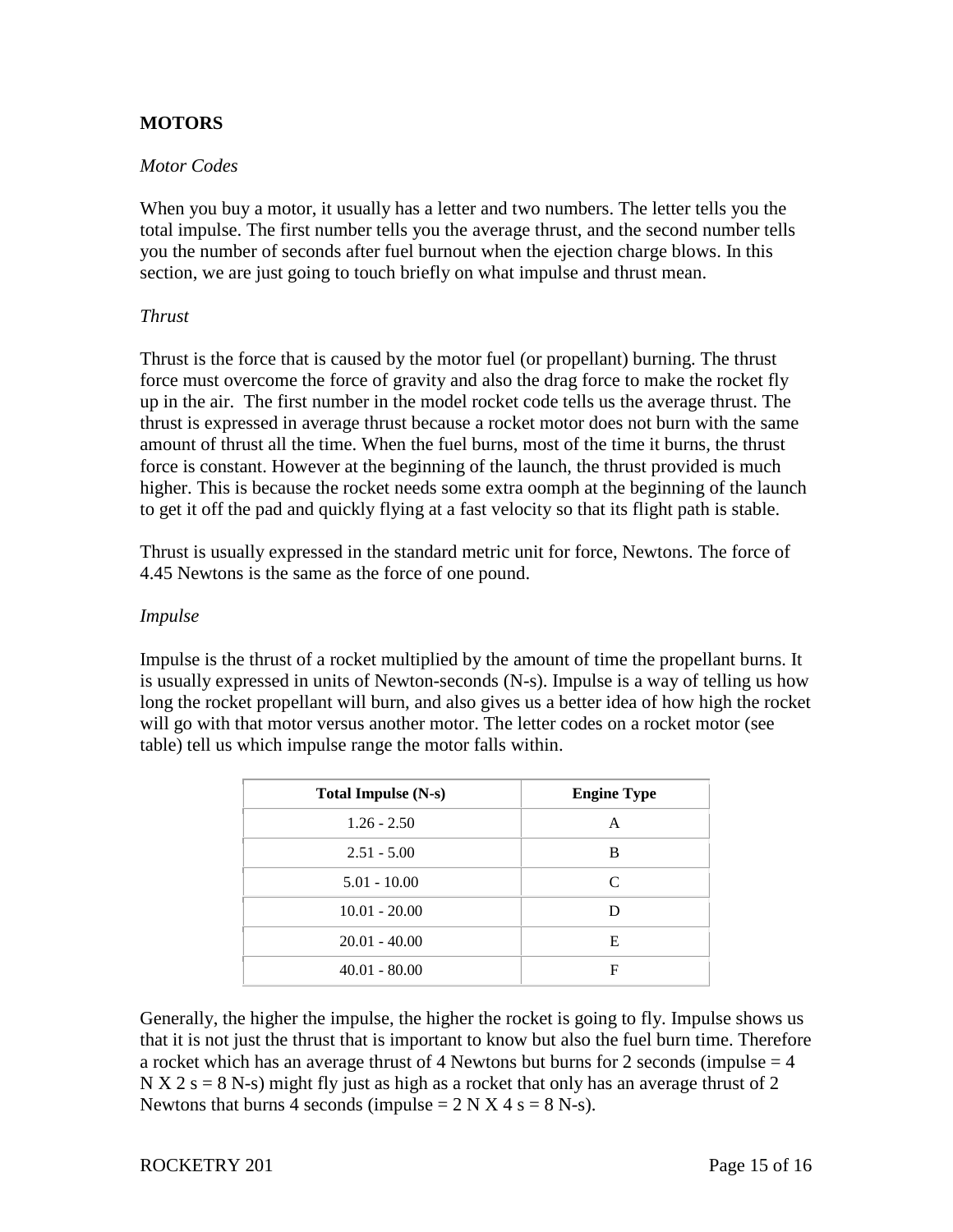## MOTORS

*Motor Codes*

When you buy a motor, it usually has a letter and two numbers. The letter tells you the total impulse. The first number tells you the average thrust, and the second number tells you the number of seconds after fuel burnout when the ejection charge blows. In this section, we are just going to touch briefly on what impulse and thrust mean.

*Thrust*

Thrust is the force that is caused by the motor fuel (or propellant) burning. The thrust force must overcome the force of gravity and also the drag force to make the rocket fly up in the air.  The first number in the model rocket code tells us the average thrust. The thrust is expressed in average thrust because a rocket motor does not burn with the same amount of thrust all the time. When the fuel burns, most of the time it burns, the thrust force is constant. However at the beginning of the launch, the thrust provided is much higher. This is because the rocket needs some extra oomph at the beginning of the launch to get it off the pad and quickly flying at a fast velocity so that its flight path is stable.

Thrust is usually expressed in the standard metric unit for force, Newtons. The force of 4.45 Newtons is the same as the force of one pound.

*Impulse*

Impulse is the thrust of a rocket multiplied by the amount of time the propellant burns. It is usually expressed in units of Newton-seconds (N-s). Impulse is a way of telling us how long the rocket propellant will burn, and also gives us a better idea of how high the rocket will go with that motor versus another motor. The letter codes on a rocket motor (see table) tell us which impulse range the motor falls within.

| Total Impulse (N-s) | Engine Type |
|---|---|
| 1.26 - 2.50 | A |
| 2.51 - 5.00 | B |
| 5.01 - 10.00 | C |
| 10.01 - 20.00 | D |
| 20.01 - 40.00 | E |
| 40.01 - 80.00 | F |

Generally, the higher the impulse, the higher the rocket is going to fly. Impulse shows us that it is not just the thrust that is important to know but also the fuel burn time. Therefore a rocket which has an average thrust of 4 Newtons but burns for 2 seconds (impulse = 4 N X 2 s = 8 N-s) might fly just as high as a rocket that only has an average thrust of 2 Newtons that burns 4 seconds (impulse = 2 N X 4 s = 8 N-s).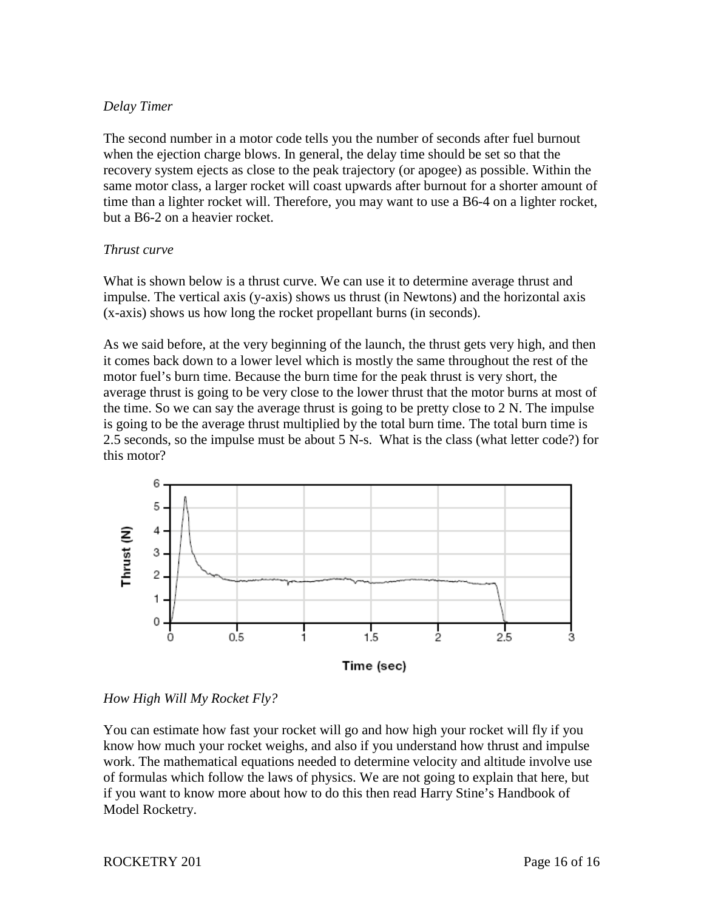*Delay Timer*

The second number in a motor code tells you the number of seconds after fuel burnout when the ejection charge blows. In general, the delay time should be set so that the recovery system ejects as close to the peak trajectory (or apogee) as possible. Within the same motor class, a larger rocket will coast upwards after burnout for a shorter amount of time than a lighter rocket will. Therefore, you may want to use a B6-4 on a lighter rocket, but a B6-2 on a heavier rocket.

*Thrust curve*

What is shown below is a thrust curve. We can use it to determine average thrust and impulse. The vertical axis (y-axis) shows us thrust (in Newtons) and the horizontal axis (x-axis) shows us how long the rocket propellant burns (in seconds).

As we said before, at the very beginning of the launch, the thrust gets very high, and then it comes back down to a lower level which is mostly the same throughout the rest of the motor fuel's burn time. Because the burn time for the peak thrust is very short, the average thrust is going to be very close to the lower thrust that the motor burns at most of the time. So we can say the average thrust is going to be pretty close to 2 N. The impulse is going to be the average thrust multiplied by the total burn time. The total burn time is 2.5 seconds, so the impulse must be about 5 N-s. What is the class (what letter code?) for this motor?

Thrust (N)

0
1
2
3
4
5
6

Time (sec)

0
0.5
1
1.5
2
2.5
3

*How High Will My Rocket Fly?*

You can estimate how fast your rocket will go and how high your rocket will fly if you know how much your rocket weighs, and also if you understand how thrust and impulse work. The mathematical equations needed to determine velocity and altitude involve use of formulas which follow the laws of physics. We are not going to explain that here, but if you want to know more about how to do this then read Harry Stine's Handbook of Model Rocketry.